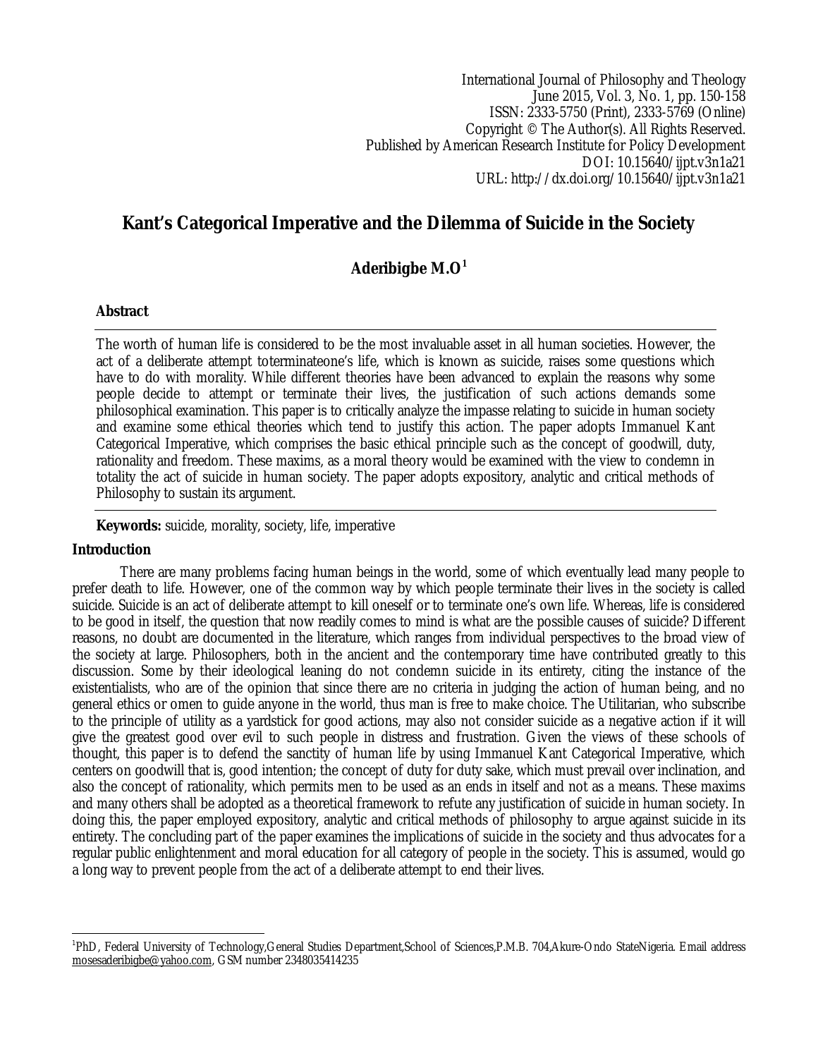International Journal of Philosophy and Theology
June 2015, Vol. 3, No. 1, pp. 150-158
ISSN: 2333-5750 (Print), 2333-5769 (Online)
Copyright © The Author(s). All Rights Reserved.
Published by American Research Institute for Policy Development
DOI: 10.15640/ijpt.v3n1a21
URL: http://dx.doi.org/10.15640/ijpt.v3n1a21

# Kant's Categorical Imperative and the Dilemma of Suicide in the Society

**Aderibigbe M.O**[1]

## Abstract

The worth of human life is considered to be the most invaluable asset in all human societies. However, the act of a deliberate attempt toterminateone's life, which is known as suicide, raises some questions which have to do with morality. While different theories have been advanced to explain the reasons why some people decide to attempt or terminate their lives, the justification of such actions demands some philosophical examination. This paper is to critically analyze the impasse relating to suicide in human society and examine some ethical theories which tend to justify this action. The paper adopts Immanuel Kant Categorical Imperative, which comprises the basic ethical principle such as the concept of goodwill, duty, rationality and freedom. These maxims, as a moral theory would be examined with the view to condemn in totality the act of suicide in human society. The paper adopts expository, analytic and critical methods of Philosophy to sustain its argument.

**Keywords:** suicide, morality, society, life, imperative

## Introduction

There are many problems facing human beings in the world, some of which eventually lead many people to prefer death to life. However, one of the common way by which people terminate their lives in the society is called suicide. Suicide is an act of deliberate attempt to kill oneself or to terminate one's own life. Whereas, life is considered to be good in itself, the question that now readily comes to mind is what are the possible causes of suicide? Different reasons, no doubt are documented in the literature, which ranges from individual perspectives to the broad view of the society at large. Philosophers, both in the ancient and the contemporary time have contributed greatly to this discussion. Some by their ideological leaning do not condemn suicide in its entirety, citing the instance of the existentialists, who are of the opinion that since there are no criteria in judging the action of human being, and no general ethics or omen to guide anyone in the world, thus man is free to make choice. The Utilitarian, who subscribe to the principle of utility as a yardstick for good actions, may also not consider suicide as a negative action if it will give the greatest good over evil to such people in distress and frustration. Given the views of these schools of thought, this paper is to defend the sanctity of human life by using Immanuel Kant Categorical Imperative, which centers on goodwill that is, good intention; the concept of duty for duty sake, which must prevail over inclination, and also the concept of rationality, which permits men to be used as an ends in itself and not as a means. These maxims and many others shall be adopted as a theoretical framework to refute any justification of suicide in human society. In doing this, the paper employed expository, analytic and critical methods of philosophy to argue against suicide in its entirety. The concluding part of the paper examines the implications of suicide in the society and thus advocates for a regular public enlightenment and moral education for all category of people in the society. This is assumed, would go a long way to prevent people from the act of a deliberate attempt to end their lives.

---

[1]PhD, Federal University of Technology,General Studies Department,School of Sciences,P.M.B. 704,Akure-Ondo StateNigeria. Email address mosesaderibigbe@yahoo.com, GSM number 2348035414235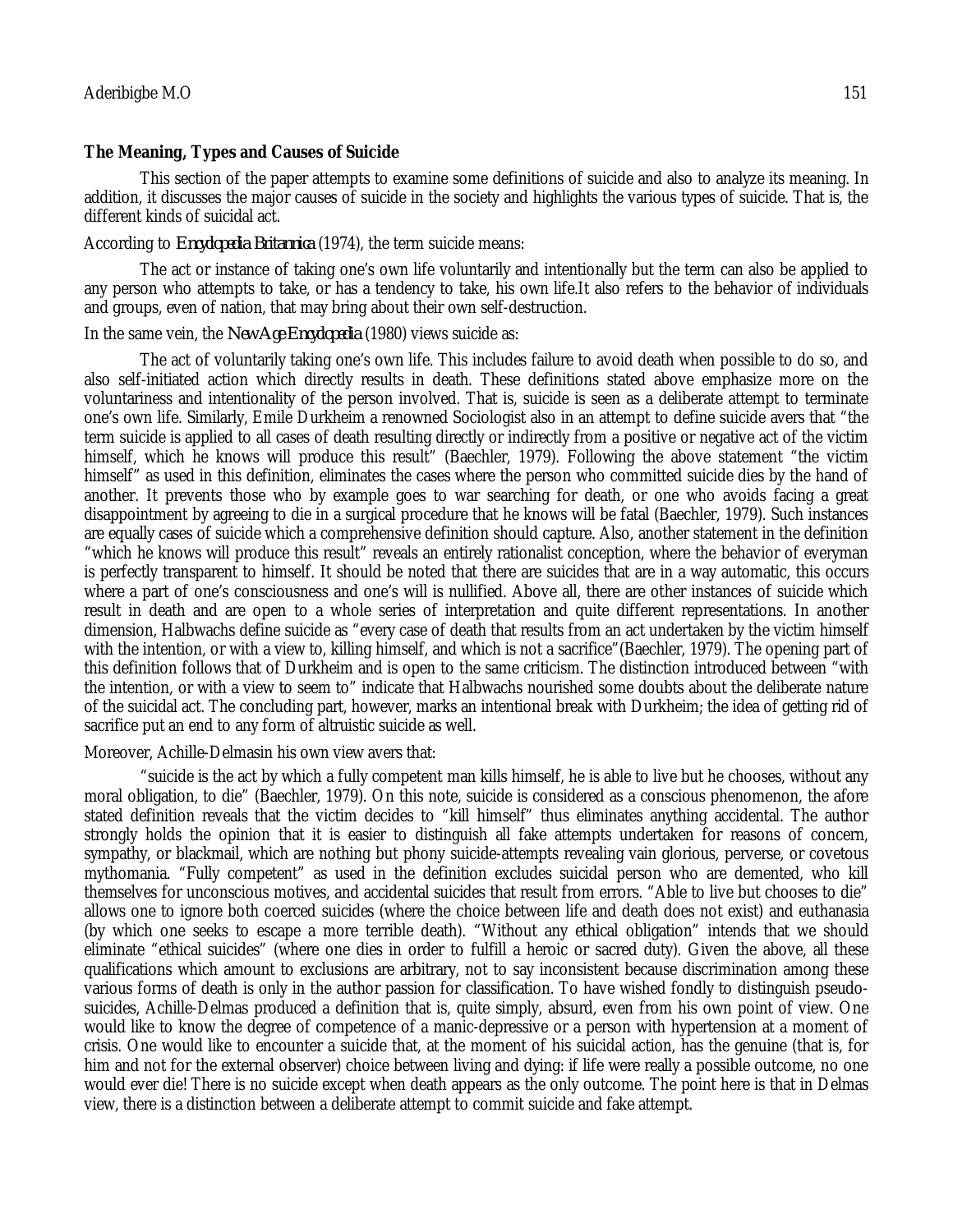## The Meaning, Types and Causes of Suicide

This section of the paper attempts to examine some definitions of suicide and also to analyze its meaning. In addition, it discusses the major causes of suicide in the society and highlights the various types of suicide. That is, the different kinds of suicidal act.

According to *Encyclopedia Britannica* (1974), the term suicide means:

The act or instance of taking one's own life voluntarily and intentionally but the term can also be applied to any person who attempts to take, or has a tendency to take, his own life.It also refers to the behavior of individuals and groups, even of nation, that may bring about their own self-destruction.

In the same vein, the *New Age Encyclopedia* (1980) views suicide as:

The act of voluntarily taking one's own life. This includes failure to avoid death when possible to do so, and also self-initiated action which directly results in death. These definitions stated above emphasize more on the voluntariness and intentionality of the person involved. That is, suicide is seen as a deliberate attempt to terminate one's own life. Similarly, Emile Durkheim a renowned Sociologist also in an attempt to define suicide avers that "the term suicide is applied to all cases of death resulting directly or indirectly from a positive or negative act of the victim himself, which he knows will produce this result" (Baechler, 1979). Following the above statement "the victim himself" as used in this definition, eliminates the cases where the person who committed suicide dies by the hand of another. It prevents those who by example goes to war searching for death, or one who avoids facing a great disappointment by agreeing to die in a surgical procedure that he knows will be fatal (Baechler, 1979). Such instances are equally cases of suicide which a comprehensive definition should capture. Also, another statement in the definition "which he knows will produce this result" reveals an entirely rationalist conception, where the behavior of everyman is perfectly transparent to himself. It should be noted that there are suicides that are in a way automatic, this occurs where a part of one's consciousness and one's will is nullified. Above all, there are other instances of suicide which result in death and are open to a whole series of interpretation and quite different representations. In another dimension, Halbwachs define suicide as "every case of death that results from an act undertaken by the victim himself with the intention, or with a view to, killing himself, and which is not a sacrifice"(Baechler, 1979). The opening part of this definition follows that of Durkheim and is open to the same criticism. The distinction introduced between "with the intention, or with a view to seem to" indicate that Halbwachs nourished some doubts about the deliberate nature of the suicidal act. The concluding part, however, marks an intentional break with Durkheim; the idea of getting rid of sacrifice put an end to any form of altruistic suicide as well.

Moreover, Achille-Delmasin his own view avers that:

"suicide is the act by which a fully competent man kills himself, he is able to live but he chooses, without any moral obligation, to die" (Baechler, 1979). On this note, suicide is considered as a conscious phenomenon, the afore stated definition reveals that the victim decides to "kill himself" thus eliminates anything accidental. The author strongly holds the opinion that it is easier to distinguish all fake attempts undertaken for reasons of concern, sympathy, or blackmail, which are nothing but phony suicide-attempts revealing vain glorious, perverse, or covetous mythomania. "Fully competent" as used in the definition excludes suicidal person who are demented, who kill themselves for unconscious motives, and accidental suicides that result from errors. "Able to live but chooses to die" allows one to ignore both coerced suicides (where the choice between life and death does not exist) and euthanasia (by which one seeks to escape a more terrible death). "Without any ethical obligation" intends that we should eliminate "ethical suicides" (where one dies in order to fulfill a heroic or sacred duty). Given the above, all these qualifications which amount to exclusions are arbitrary, not to say inconsistent because discrimination among these various forms of death is only in the author passion for classification. To have wished fondly to distinguish pseudo-suicides, Achille-Delmas produced a definition that is, quite simply, absurd, even from his own point of view. One would like to know the degree of competence of a manic-depressive or a person with hypertension at a moment of crisis. One would like to encounter a suicide that, at the moment of his suicidal action, has the genuine (that is, for him and not for the external observer) choice between living and dying: if life were really a possible outcome, no one would ever die! There is no suicide except when death appears as the only outcome. The point here is that in Delmas view, there is a distinction between a deliberate attempt to commit suicide and fake attempt.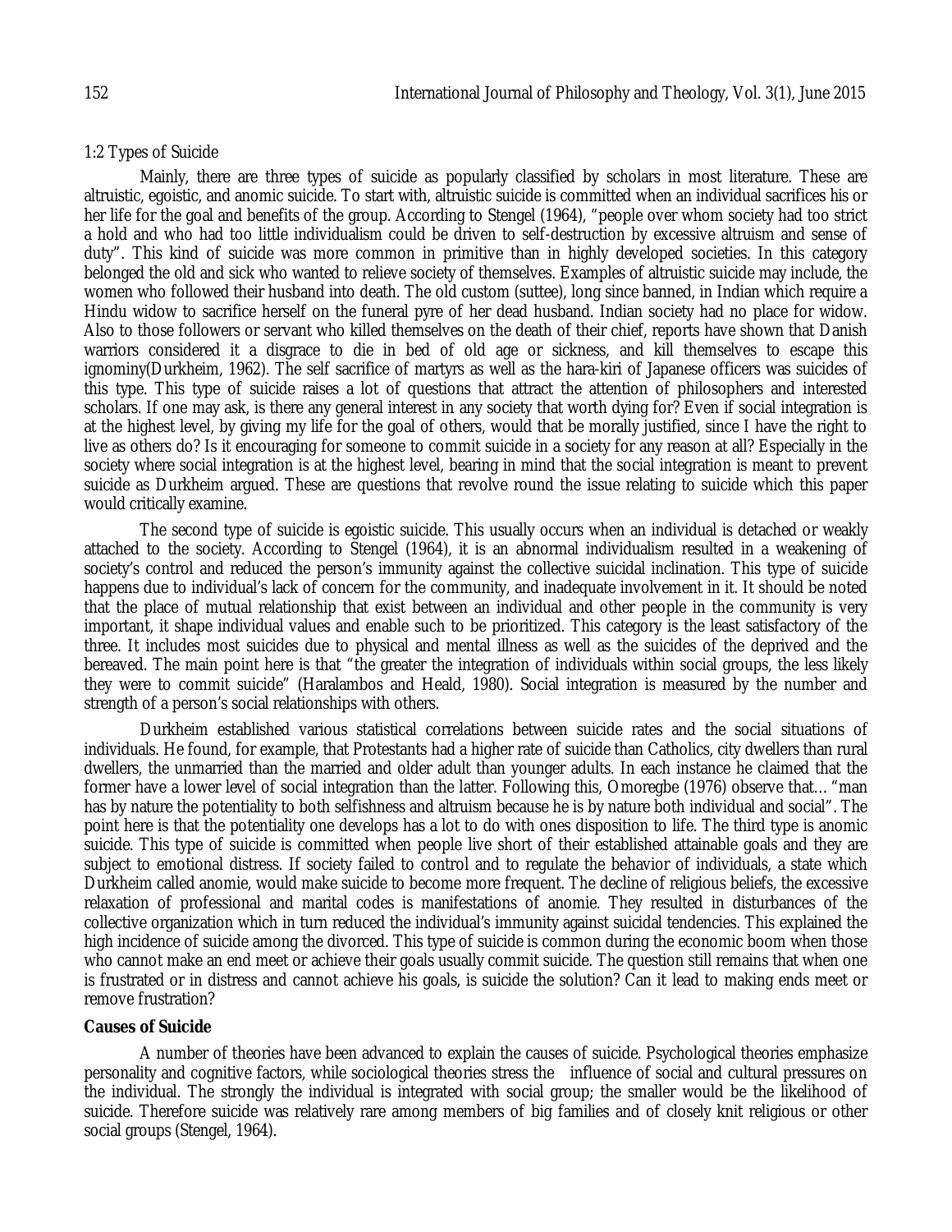### 1:2 Types of Suicide

Mainly, there are three types of suicide as popularly classified by scholars in most literature. These are altruistic, egoistic, and anomic suicide. To start with, altruistic suicide is committed when an individual sacrifices his or her life for the goal and benefits of the group. According to Stengel (1964), "people over whom society had too strict a hold and who had too little individualism could be driven to self-destruction by excessive altruism and sense of duty". This kind of suicide was more common in primitive than in highly developed societies. In this category belonged the old and sick who wanted to relieve society of themselves. Examples of altruistic suicide may include, the women who followed their husband into death. The old custom (suttee), long since banned, in Indian which require a Hindu widow to sacrifice herself on the funeral pyre of her dead husband. Indian society had no place for widow. Also to those followers or servant who killed themselves on the death of their chief, reports have shown that Danish warriors considered it a disgrace to die in bed of old age or sickness, and kill themselves to escape this ignominy(Durkheim, 1962). The self sacrifice of martyrs as well as the hara-kiri of Japanese officers was suicides of this type. This type of suicide raises a lot of questions that attract the attention of philosophers and interested scholars. If one may ask, is there any general interest in any society that worth dying for? Even if social integration is at the highest level, by giving my life for the goal of others, would that be morally justified, since I have the right to live as others do? Is it encouraging for someone to commit suicide in a society for any reason at all? Especially in the society where social integration is at the highest level, bearing in mind that the social integration is meant to prevent suicide as Durkheim argued. These are questions that revolve round the issue relating to suicide which this paper would critically examine.

The second type of suicide is egoistic suicide. This usually occurs when an individual is detached or weakly attached to the society. According to Stengel (1964), it is an abnormal individualism resulted in a weakening of society's control and reduced the person's immunity against the collective suicidal inclination. This type of suicide happens due to individual's lack of concern for the community, and inadequate involvement in it. It should be noted that the place of mutual relationship that exist between an individual and other people in the community is very important, it shape individual values and enable such to be prioritized. This category is the least satisfactory of the three. It includes most suicides due to physical and mental illness as well as the suicides of the deprived and the bereaved. The main point here is that "the greater the integration of individuals within social groups, the less likely they were to commit suicide" (Haralambos and Heald, 1980). Social integration is measured by the number and strength of a person's social relationships with others.

Durkheim established various statistical correlations between suicide rates and the social situations of individuals. He found, for example, that Protestants had a higher rate of suicide than Catholics, city dwellers than rural dwellers, the unmarried than the married and older adult than younger adults. In each instance he claimed that the former have a lower level of social integration than the latter. Following this, Omoregbe (1976) observe that… "man has by nature the potentiality to both selfishness and altruism because he is by nature both individual and social". The point here is that the potentiality one develops has a lot to do with ones disposition to life. The third type is anomic suicide. This type of suicide is committed when people live short of their established attainable goals and they are subject to emotional distress. If society failed to control and to regulate the behavior of individuals, a state which Durkheim called anomie, would make suicide to become more frequent. The decline of religious beliefs, the excessive relaxation of professional and marital codes is manifestations of anomie. They resulted in disturbances of the collective organization which in turn reduced the individual's immunity against suicidal tendencies. This explained the high incidence of suicide among the divorced. This type of suicide is common during the economic boom when those who cannot make an end meet or achieve their goals usually commit suicide. The question still remains that when one is frustrated or in distress and cannot achieve his goals, is suicide the solution? Can it lead to making ends meet or remove frustration?

### Causes of Suicide

A number of theories have been advanced to explain the causes of suicide. Psychological theories emphasize personality and cognitive factors, while sociological theories stress the influence of social and cultural pressures on the individual. The strongly the individual is integrated with social group; the smaller would be the likelihood of suicide. Therefore suicide was relatively rare among members of big families and of closely knit religious or other social groups (Stengel, 1964).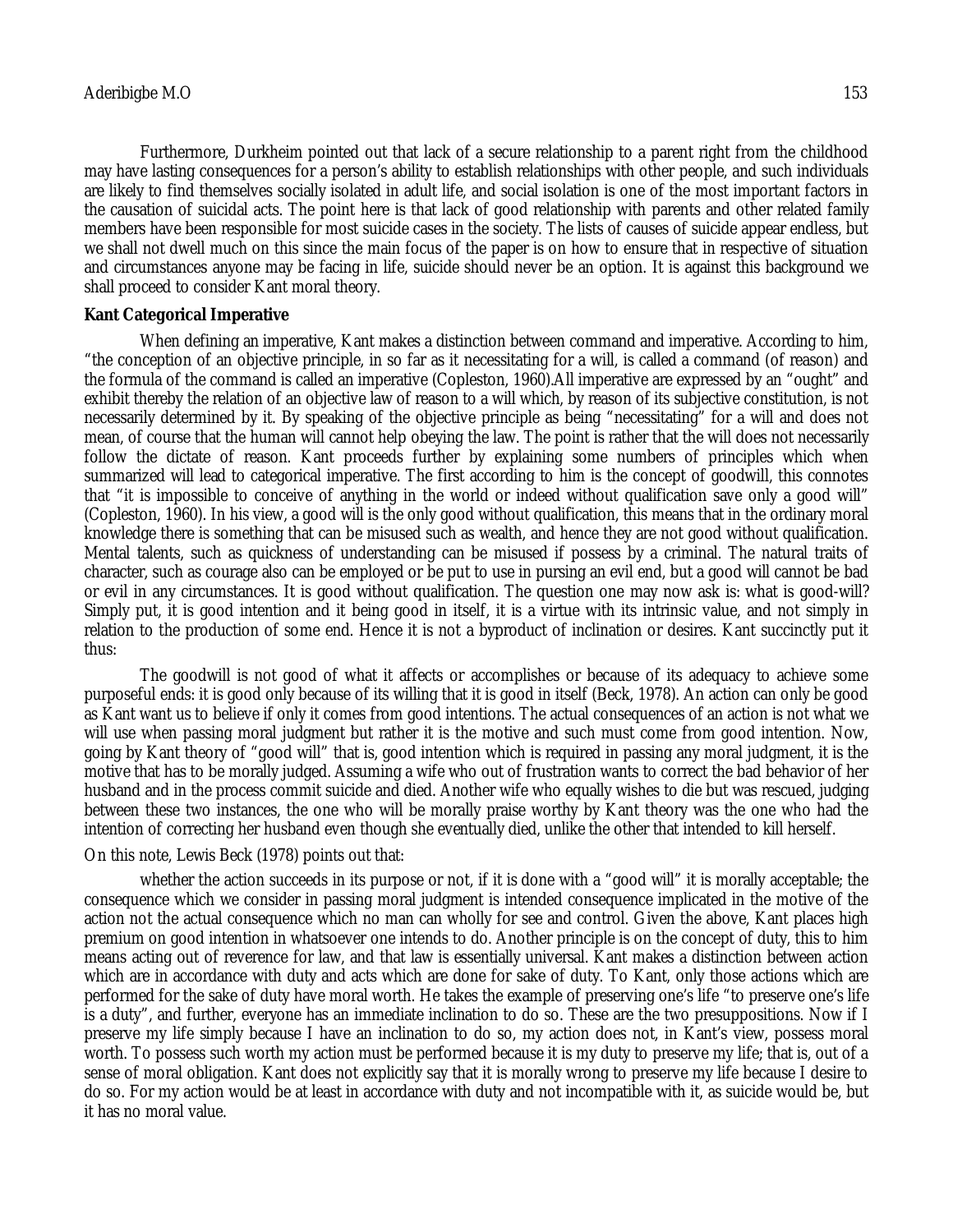Furthermore, Durkheim pointed out that lack of a secure relationship to a parent right from the childhood may have lasting consequences for a person's ability to establish relationships with other people, and such individuals are likely to find themselves socially isolated in adult life, and social isolation is one of the most important factors in the causation of suicidal acts. The point here is that lack of good relationship with parents and other related family members have been responsible for most suicide cases in the society. The lists of causes of suicide appear endless, but we shall not dwell much on this since the main focus of the paper is on how to ensure that in respective of situation and circumstances anyone may be facing in life, suicide should never be an option. It is against this background we shall proceed to consider Kant moral theory.

**Kant Categorical Imperative**

When defining an imperative, Kant makes a distinction between command and imperative. According to him, "the conception of an objective principle, in so far as it necessitating for a will, is called a command (of reason) and the formula of the command is called an imperative (Copleston, 1960).All imperative are expressed by an "ought" and exhibit thereby the relation of an objective law of reason to a will which, by reason of its subjective constitution, is not necessarily determined by it. By speaking of the objective principle as being "necessitating" for a will and does not mean, of course that the human will cannot help obeying the law. The point is rather that the will does not necessarily follow the dictate of reason. Kant proceeds further by explaining some numbers of principles which when summarized will lead to categorical imperative. The first according to him is the concept of goodwill, this connotes that "it is impossible to conceive of anything in the world or indeed without qualification save only a good will" (Copleston, 1960). In his view, a good will is the only good without qualification, this means that in the ordinary moral knowledge there is something that can be misused such as wealth, and hence they are not good without qualification. Mental talents, such as quickness of understanding can be misused if possess by a criminal. The natural traits of character, such as courage also can be employed or be put to use in pursing an evil end, but a good will cannot be bad or evil in any circumstances. It is good without qualification. The question one may now ask is: what is good-will? Simply put, it is good intention and it being good in itself, it is a virtue with its intrinsic value, and not simply in relation to the production of some end. Hence it is not a byproduct of inclination or desires. Kant succinctly put it thus:

The goodwill is not good of what it affects or accomplishes or because of its adequacy to achieve some purposeful ends: it is good only because of its willing that it is good in itself (Beck, 1978). An action can only be good as Kant want us to believe if only it comes from good intentions. The actual consequences of an action is not what we will use when passing moral judgment but rather it is the motive and such must come from good intention. Now, going by Kant theory of "good will" that is, good intention which is required in passing any moral judgment, it is the motive that has to be morally judged. Assuming a wife who out of frustration wants to correct the bad behavior of her husband and in the process commit suicide and died. Another wife who equally wishes to die but was rescued, judging between these two instances, the one who will be morally praise worthy by Kant theory was the one who had the intention of correcting her husband even though she eventually died, unlike the other that intended to kill herself.

On this note, Lewis Beck (1978) points out that:

whether the action succeeds in its purpose or not, if it is done with a "good will" it is morally acceptable; the consequence which we consider in passing moral judgment is intended consequence implicated in the motive of the action not the actual consequence which no man can wholly for see and control. Given the above, Kant places high premium on good intention in whatsoever one intends to do. Another principle is on the concept of duty, this to him means acting out of reverence for law, and that law is essentially universal. Kant makes a distinction between action which are in accordance with duty and acts which are done for sake of duty. To Kant, only those actions which are performed for the sake of duty have moral worth. He takes the example of preserving one's life "to preserve one's life is a duty", and further, everyone has an immediate inclination to do so. These are the two presuppositions. Now if I preserve my life simply because I have an inclination to do so, my action does not, in Kant's view, possess moral worth. To possess such worth my action must be performed because it is my duty to preserve my life; that is, out of a sense of moral obligation. Kant does not explicitly say that it is morally wrong to preserve my life because I desire to do so. For my action would be at least in accordance with duty and not incompatible with it, as suicide would be, but it has no moral value.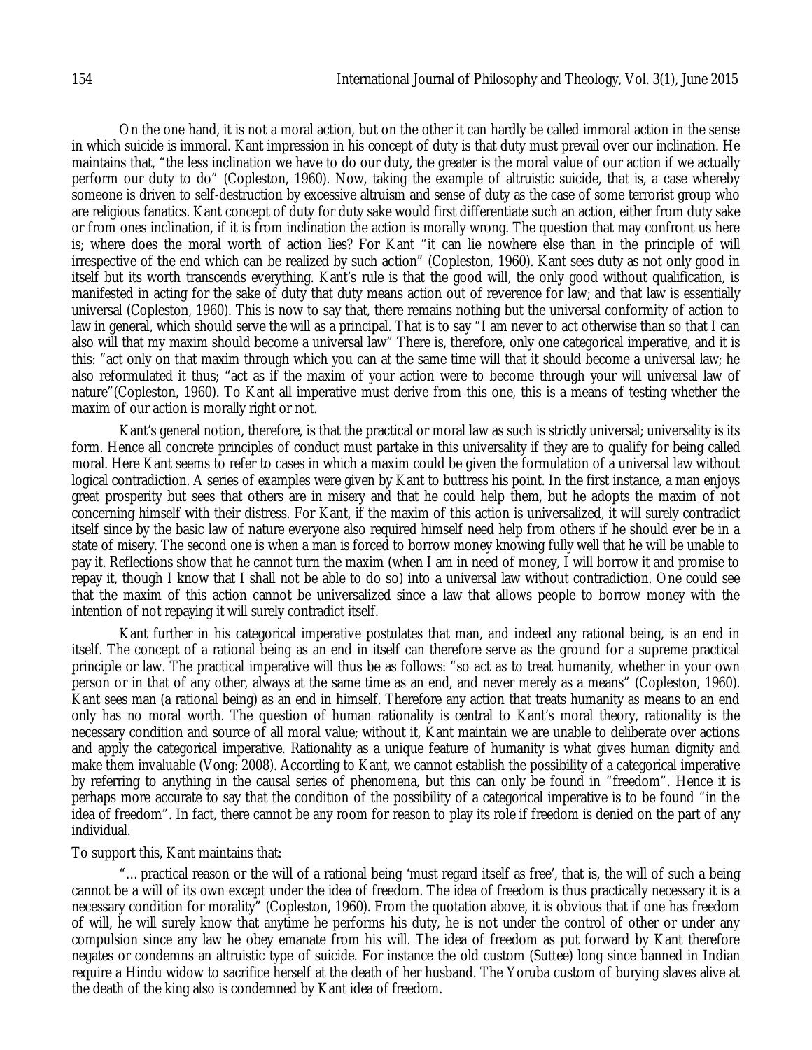On the one hand, it is not a moral action, but on the other it can hardly be called immoral action in the sense in which suicide is immoral. Kant impression in his concept of duty is that duty must prevail over our inclination. He maintains that, "the less inclination we have to do our duty, the greater is the moral value of our action if we actually perform our duty to do" (Copleston, 1960). Now, taking the example of altruistic suicide, that is, a case whereby someone is driven to self-destruction by excessive altruism and sense of duty as the case of some terrorist group who are religious fanatics. Kant concept of duty for duty sake would first differentiate such an action, either from duty sake or from ones inclination, if it is from inclination the action is morally wrong. The question that may confront us here is; where does the moral worth of action lies? For Kant "it can lie nowhere else than in the principle of will irrespective of the end which can be realized by such action" (Copleston, 1960). Kant sees duty as not only good in itself but its worth transcends everything. Kant's rule is that the good will, the only good without qualification, is manifested in acting for the sake of duty that duty means action out of reverence for law; and that law is essentially universal (Copleston, 1960). This is now to say that, there remains nothing but the universal conformity of action to law in general, which should serve the will as a principal. That is to say "I am never to act otherwise than so that I can also will that my maxim should become a universal law" There is, therefore, only one categorical imperative, and it is this: "act only on that maxim through which you can at the same time will that it should become a universal law; he also reformulated it thus; "act as if the maxim of your action were to become through your will universal law of nature"(Copleston, 1960). To Kant all imperative must derive from this one, this is a means of testing whether the maxim of our action is morally right or not.

Kant's general notion, therefore, is that the practical or moral law as such is strictly universal; universality is its form. Hence all concrete principles of conduct must partake in this universality if they are to qualify for being called moral. Here Kant seems to refer to cases in which a maxim could be given the formulation of a universal law without logical contradiction. A series of examples were given by Kant to buttress his point. In the first instance, a man enjoys great prosperity but sees that others are in misery and that he could help them, but he adopts the maxim of not concerning himself with their distress. For Kant, if the maxim of this action is universalized, it will surely contradict itself since by the basic law of nature everyone also required himself need help from others if he should ever be in a state of misery. The second one is when a man is forced to borrow money knowing fully well that he will be unable to pay it. Reflections show that he cannot turn the maxim (when I am in need of money, I will borrow it and promise to repay it, though I know that I shall not be able to do so) into a universal law without contradiction. One could see that the maxim of this action cannot be universalized since a law that allows people to borrow money with the intention of not repaying it will surely contradict itself.

Kant further in his categorical imperative postulates that man, and indeed any rational being, is an end in itself. The concept of a rational being as an end in itself can therefore serve as the ground for a supreme practical principle or law. The practical imperative will thus be as follows: "so act as to treat humanity, whether in your own person or in that of any other, always at the same time as an end, and never merely as a means" (Copleston, 1960). Kant sees man (a rational being) as an end in himself. Therefore any action that treats humanity as means to an end only has no moral worth. The question of human rationality is central to Kant's moral theory, rationality is the necessary condition and source of all moral value; without it, Kant maintain we are unable to deliberate over actions and apply the categorical imperative. Rationality as a unique feature of humanity is what gives human dignity and make them invaluable (Vong: 2008). According to Kant, we cannot establish the possibility of a categorical imperative by referring to anything in the causal series of phenomena, but this can only be found in "freedom". Hence it is perhaps more accurate to say that the condition of the possibility of a categorical imperative is to be found "in the idea of freedom". In fact, there cannot be any room for reason to play its role if freedom is denied on the part of any individual.

To support this, Kant maintains that:

"… practical reason or the will of a rational being 'must regard itself as free', that is, the will of such a being cannot be a will of its own except under the idea of freedom. The idea of freedom is thus practically necessary it is a necessary condition for morality" (Copleston, 1960). From the quotation above, it is obvious that if one has freedom of will, he will surely know that anytime he performs his duty, he is not under the control of other or under any compulsion since any law he obey emanate from his will. The idea of freedom as put forward by Kant therefore negates or condemns an altruistic type of suicide. For instance the old custom (Suttee) long since banned in Indian require a Hindu widow to sacrifice herself at the death of her husband. The Yoruba custom of burying slaves alive at the death of the king also is condemned by Kant idea of freedom.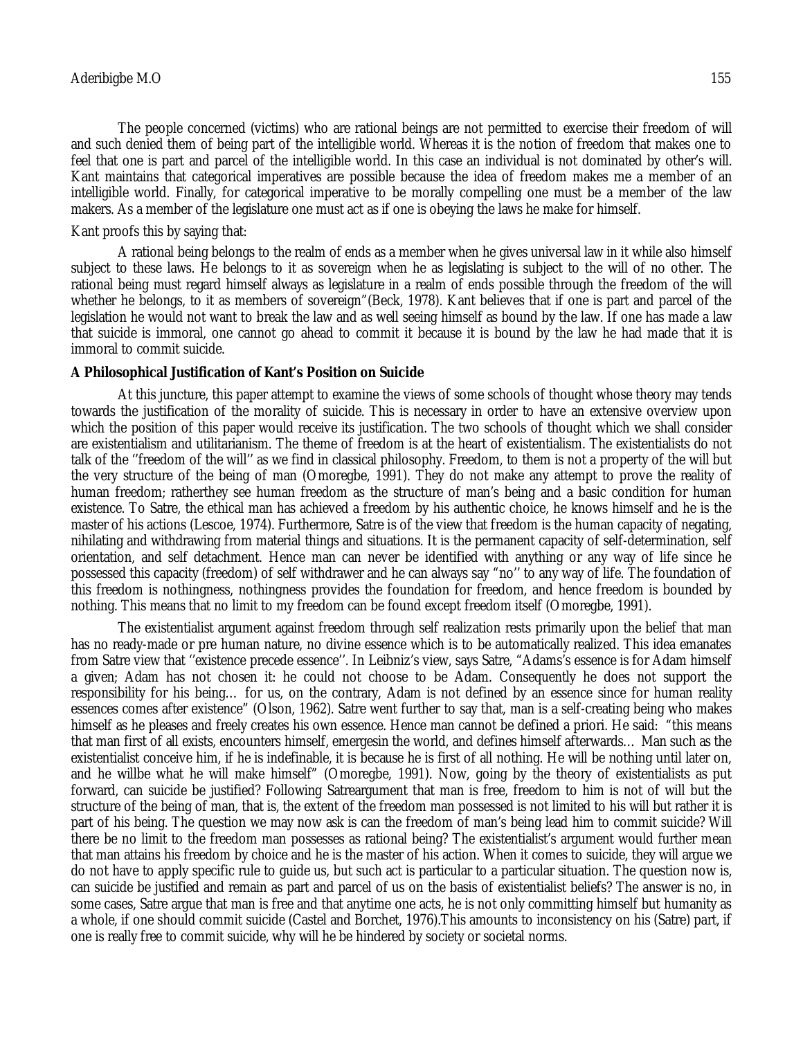The people concerned (victims) who are rational beings are not permitted to exercise their freedom of will and such denied them of being part of the intelligible world. Whereas it is the notion of freedom that makes one to feel that one is part and parcel of the intelligible world. In this case an individual is not dominated by other's will. Kant maintains that categorical imperatives are possible because the idea of freedom makes me a member of an intelligible world. Finally, for categorical imperative to be morally compelling one must be a member of the law makers. As a member of the legislature one must act as if one is obeying the laws he make for himself.

Kant proofs this by saying that:

A rational being belongs to the realm of ends as a member when he gives universal law in it while also himself subject to these laws. He belongs to it as sovereign when he as legislating is subject to the will of no other. The rational being must regard himself always as legislature in a realm of ends possible through the freedom of the will whether he belongs, to it as members of sovereign"(Beck, 1978). Kant believes that if one is part and parcel of the legislation he would not want to break the law and as well seeing himself as bound by the law. If one has made a law that suicide is immoral, one cannot go ahead to commit it because it is bound by the law he had made that it is immoral to commit suicide.

**A Philosophical Justification of Kant's Position on Suicide**

At this juncture, this paper attempt to examine the views of some schools of thought whose theory may tends towards the justification of the morality of suicide. This is necessary in order to have an extensive overview upon which the position of this paper would receive its justification. The two schools of thought which we shall consider are existentialism and utilitarianism. The theme of freedom is at the heart of existentialism. The existentialists do not talk of the ''freedom of the will'' as we find in classical philosophy. Freedom, to them is not a property of the will but the very structure of the being of man (Omoregbe, 1991). They do not make any attempt to prove the reality of human freedom; ratherthey see human freedom as the structure of man's being and a basic condition for human existence. To Satre, the ethical man has achieved a freedom by his authentic choice, he knows himself and he is the master of his actions (Lescoe, 1974). Furthermore, Satre is of the view that freedom is the human capacity of negating, nihilating and withdrawing from material things and situations. It is the permanent capacity of self-determination, self orientation, and self detachment. Hence man can never be identified with anything or any way of life since he possessed this capacity (freedom) of self withdrawer and he can always say "no'' to any way of life. The foundation of this freedom is nothingness, nothingness provides the foundation for freedom, and hence freedom is bounded by nothing. This means that no limit to my freedom can be found except freedom itself (Omoregbe, 1991).

The existentialist argument against freedom through self realization rests primarily upon the belief that man has no ready-made or pre human nature, no divine essence which is to be automatically realized. This idea emanates from Satre view that ''existence precede essence''. In Leibniz's view, says Satre, "Adams's essence is for Adam himself a given; Adam has not chosen it: he could not choose to be Adam. Consequently he does not support the responsibility for his being… for us, on the contrary, Adam is not defined by an essence since for human reality essences comes after existence" (Olson, 1962). Satre went further to say that, man is a self-creating being who makes himself as he pleases and freely creates his own essence. Hence man cannot be defined a priori. He said: "this means that man first of all exists, encounters himself, emergesin the world, and defines himself afterwards… Man such as the existentialist conceive him, if he is indefinable, it is because he is first of all nothing. He will be nothing until later on, and he willbe what he will make himself" (Omoregbe, 1991). Now, going by the theory of existentialists as put forward, can suicide be justified? Following Satreargument that man is free, freedom to him is not of will but the structure of the being of man, that is, the extent of the freedom man possessed is not limited to his will but rather it is part of his being. The question we may now ask is can the freedom of man's being lead him to commit suicide? Will there be no limit to the freedom man possesses as rational being? The existentialist's argument would further mean that man attains his freedom by choice and he is the master of his action. When it comes to suicide, they will argue we do not have to apply specific rule to guide us, but such act is particular to a particular situation. The question now is, can suicide be justified and remain as part and parcel of us on the basis of existentialist beliefs? The answer is no, in some cases, Satre argue that man is free and that anytime one acts, he is not only committing himself but humanity as a whole, if one should commit suicide (Castel and Borchet, 1976).This amounts to inconsistency on his (Satre) part, if one is really free to commit suicide, why will he be hindered by society or societal norms.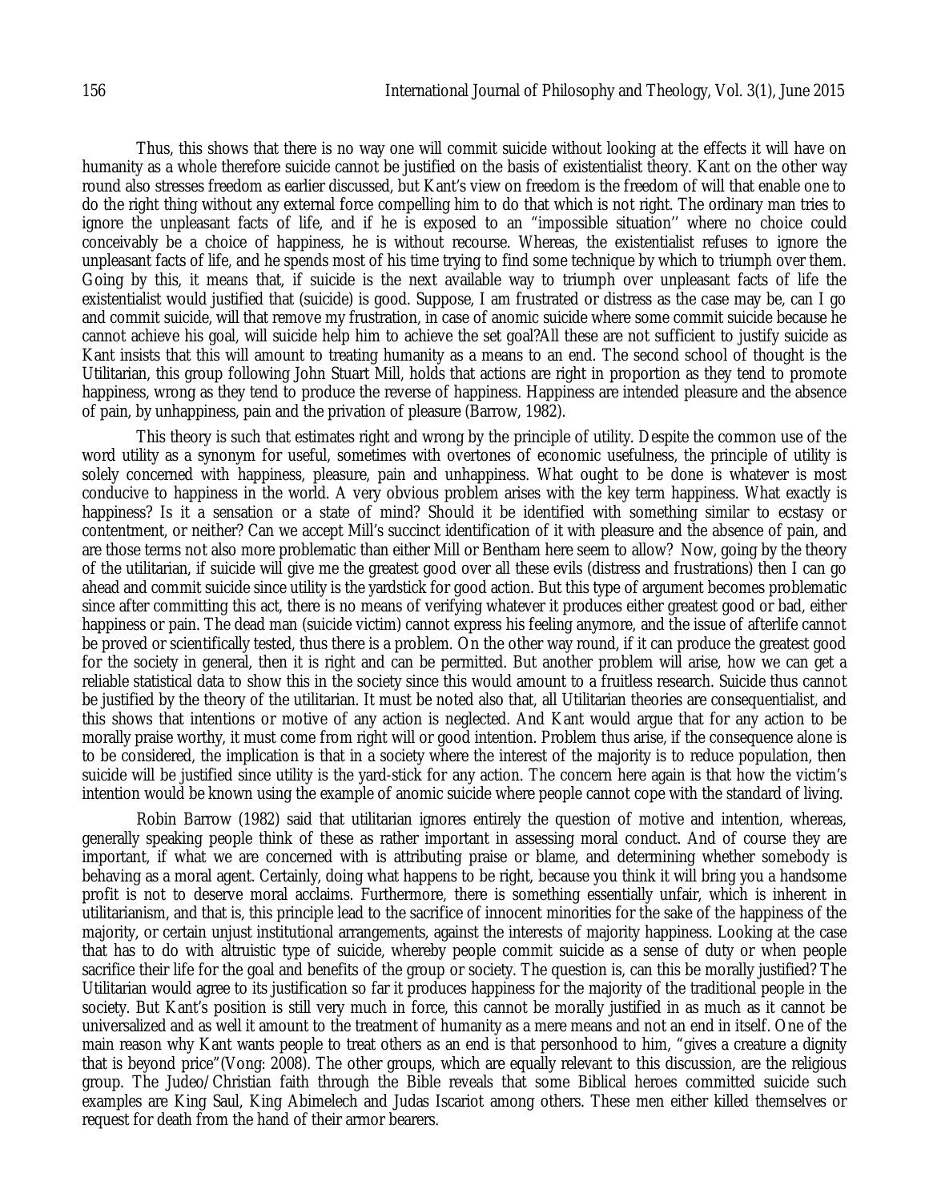Thus, this shows that there is no way one will commit suicide without looking at the effects it will have on humanity as a whole therefore suicide cannot be justified on the basis of existentialist theory. Kant on the other way round also stresses freedom as earlier discussed, but Kant's view on freedom is the freedom of will that enable one to do the right thing without any external force compelling him to do that which is not right. The ordinary man tries to ignore the unpleasant facts of life, and if he is exposed to an "impossible situation'' where no choice could conceivably be a choice of happiness, he is without recourse. Whereas, the existentialist refuses to ignore the unpleasant facts of life, and he spends most of his time trying to find some technique by which to triumph over them. Going by this, it means that, if suicide is the next available way to triumph over unpleasant facts of life the existentialist would justified that (suicide) is good. Suppose, I am frustrated or distress as the case may be, can I go and commit suicide, will that remove my frustration, in case of anomic suicide where some commit suicide because he cannot achieve his goal, will suicide help him to achieve the set goal?All these are not sufficient to justify suicide as Kant insists that this will amount to treating humanity as a means to an end. The second school of thought is the Utilitarian, this group following John Stuart Mill, holds that actions are right in proportion as they tend to promote happiness, wrong as they tend to produce the reverse of happiness. Happiness are intended pleasure and the absence of pain, by unhappiness, pain and the privation of pleasure (Barrow, 1982).

This theory is such that estimates right and wrong by the principle of utility. Despite the common use of the word utility as a synonym for useful, sometimes with overtones of economic usefulness, the principle of utility is solely concerned with happiness, pleasure, pain and unhappiness. What ought to be done is whatever is most conducive to happiness in the world. A very obvious problem arises with the key term happiness. What exactly is happiness? Is it a sensation or a state of mind? Should it be identified with something similar to ecstasy or contentment, or neither? Can we accept Mill's succinct identification of it with pleasure and the absence of pain, and are those terms not also more problematic than either Mill or Bentham here seem to allow? Now, going by the theory of the utilitarian, if suicide will give me the greatest good over all these evils (distress and frustrations) then I can go ahead and commit suicide since utility is the yardstick for good action. But this type of argument becomes problematic since after committing this act, there is no means of verifying whatever it produces either greatest good or bad, either happiness or pain. The dead man (suicide victim) cannot express his feeling anymore, and the issue of afterlife cannot be proved or scientifically tested, thus there is a problem. On the other way round, if it can produce the greatest good for the society in general, then it is right and can be permitted. But another problem will arise, how we can get a reliable statistical data to show this in the society since this would amount to a fruitless research. Suicide thus cannot be justified by the theory of the utilitarian. It must be noted also that, all Utilitarian theories are consequentialist, and this shows that intentions or motive of any action is neglected. And Kant would argue that for any action to be morally praise worthy, it must come from right will or good intention. Problem thus arise, if the consequence alone is to be considered, the implication is that in a society where the interest of the majority is to reduce population, then suicide will be justified since utility is the yard-stick for any action. The concern here again is that how the victim's intention would be known using the example of anomic suicide where people cannot cope with the standard of living.

Robin Barrow (1982) said that utilitarian ignores entirely the question of motive and intention, whereas, generally speaking people think of these as rather important in assessing moral conduct. And of course they are important, if what we are concerned with is attributing praise or blame, and determining whether somebody is behaving as a moral agent. Certainly, doing what happens to be right, because you think it will bring you a handsome profit is not to deserve moral acclaims. Furthermore, there is something essentially unfair, which is inherent in utilitarianism, and that is, this principle lead to the sacrifice of innocent minorities for the sake of the happiness of the majority, or certain unjust institutional arrangements, against the interests of majority happiness. Looking at the case that has to do with altruistic type of suicide, whereby people commit suicide as a sense of duty or when people sacrifice their life for the goal and benefits of the group or society. The question is, can this be morally justified? The Utilitarian would agree to its justification so far it produces happiness for the majority of the traditional people in the society. But Kant's position is still very much in force, this cannot be morally justified in as much as it cannot be universalized and as well it amount to the treatment of humanity as a mere means and not an end in itself. One of the main reason why Kant wants people to treat others as an end is that personhood to him, "gives a creature a dignity that is beyond price"(Vong: 2008). The other groups, which are equally relevant to this discussion, are the religious group. The Judeo/Christian faith through the Bible reveals that some Biblical heroes committed suicide such examples are King Saul, King Abimelech and Judas Iscariot among others. These men either killed themselves or request for death from the hand of their armor bearers.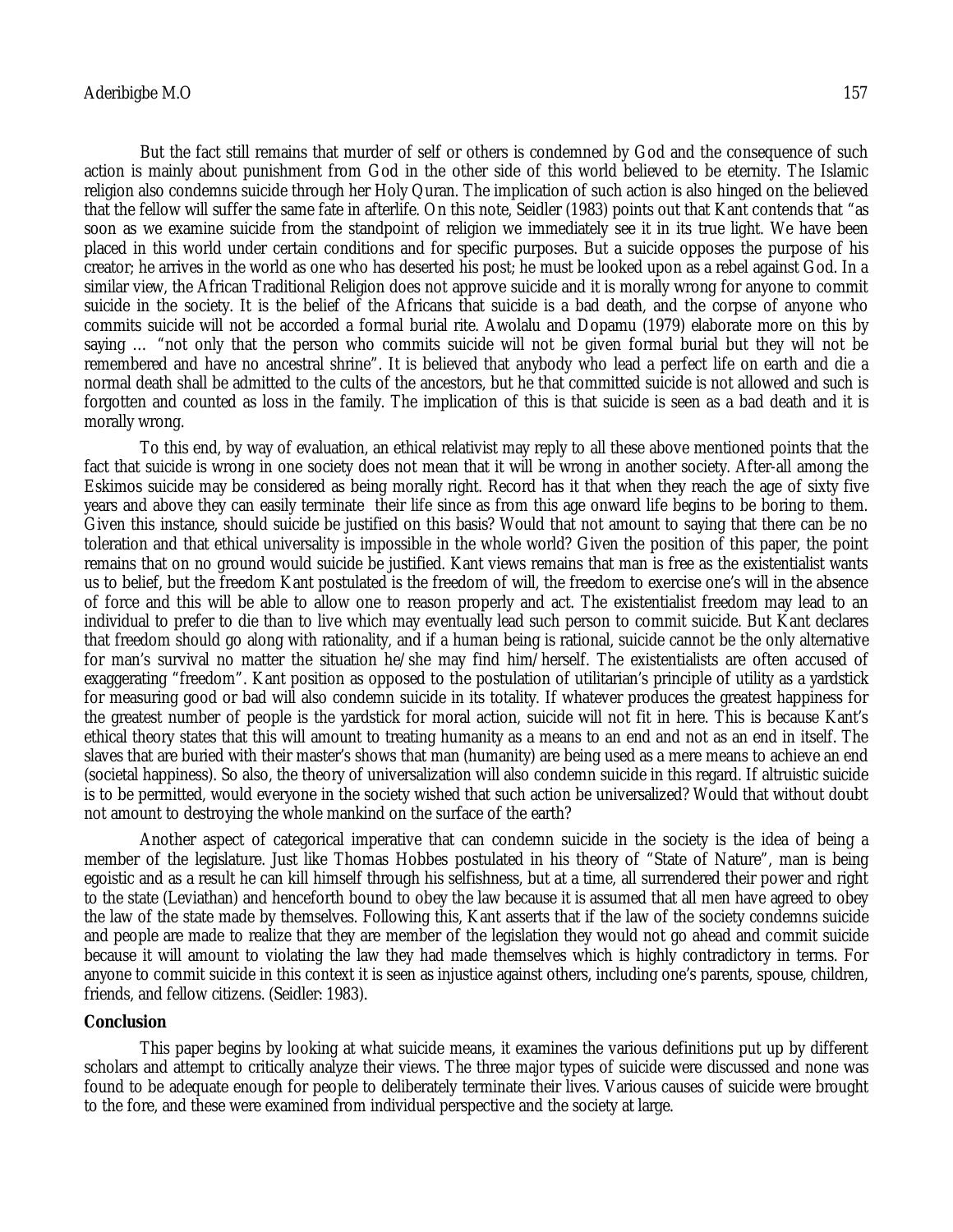But the fact still remains that murder of self or others is condemned by God and the consequence of such action is mainly about punishment from God in the other side of this world believed to be eternity. The Islamic religion also condemns suicide through her Holy Quran. The implication of such action is also hinged on the believed that the fellow will suffer the same fate in afterlife. On this note, Seidler (1983) points out that Kant contends that "as soon as we examine suicide from the standpoint of religion we immediately see it in its true light. We have been placed in this world under certain conditions and for specific purposes. But a suicide opposes the purpose of his creator; he arrives in the world as one who has deserted his post; he must be looked upon as a rebel against God. In a similar view, the African Traditional Religion does not approve suicide and it is morally wrong for anyone to commit suicide in the society. It is the belief of the Africans that suicide is a bad death, and the corpse of anyone who commits suicide will not be accorded a formal burial rite. Awolalu and Dopamu (1979) elaborate more on this by saying … "not only that the person who commits suicide will not be given formal burial but they will not be remembered and have no ancestral shrine". It is believed that anybody who lead a perfect life on earth and die a normal death shall be admitted to the cults of the ancestors, but he that committed suicide is not allowed and such is forgotten and counted as loss in the family. The implication of this is that suicide is seen as a bad death and it is morally wrong.

To this end, by way of evaluation, an ethical relativist may reply to all these above mentioned points that the fact that suicide is wrong in one society does not mean that it will be wrong in another society. After-all among the Eskimos suicide may be considered as being morally right. Record has it that when they reach the age of sixty five years and above they can easily terminate their life since as from this age onward life begins to be boring to them. Given this instance, should suicide be justified on this basis? Would that not amount to saying that there can be no toleration and that ethical universality is impossible in the whole world? Given the position of this paper, the point remains that on no ground would suicide be justified. Kant views remains that man is free as the existentialist wants us to belief, but the freedom Kant postulated is the freedom of will, the freedom to exercise one's will in the absence of force and this will be able to allow one to reason properly and act. The existentialist freedom may lead to an individual to prefer to die than to live which may eventually lead such person to commit suicide. But Kant declares that freedom should go along with rationality, and if a human being is rational, suicide cannot be the only alternative for man's survival no matter the situation he/she may find him/herself. The existentialists are often accused of exaggerating "freedom". Kant position as opposed to the postulation of utilitarian's principle of utility as a yardstick for measuring good or bad will also condemn suicide in its totality. If whatever produces the greatest happiness for the greatest number of people is the yardstick for moral action, suicide will not fit in here. This is because Kant's ethical theory states that this will amount to treating humanity as a means to an end and not as an end in itself. The slaves that are buried with their master's shows that man (humanity) are being used as a mere means to achieve an end (societal happiness). So also, the theory of universalization will also condemn suicide in this regard. If altruistic suicide is to be permitted, would everyone in the society wished that such action be universalized? Would that without doubt not amount to destroying the whole mankind on the surface of the earth?

Another aspect of categorical imperative that can condemn suicide in the society is the idea of being a member of the legislature. Just like Thomas Hobbes postulated in his theory of "State of Nature", man is being egoistic and as a result he can kill himself through his selfishness, but at a time, all surrendered their power and right to the state (Leviathan) and henceforth bound to obey the law because it is assumed that all men have agreed to obey the law of the state made by themselves. Following this, Kant asserts that if the law of the society condemns suicide and people are made to realize that they are member of the legislation they would not go ahead and commit suicide because it will amount to violating the law they had made themselves which is highly contradictory in terms. For anyone to commit suicide in this context it is seen as injustice against others, including one's parents, spouse, children, friends, and fellow citizens. (Seidler: 1983).

## Conclusion

This paper begins by looking at what suicide means, it examines the various definitions put up by different scholars and attempt to critically analyze their views. The three major types of suicide were discussed and none was found to be adequate enough for people to deliberately terminate their lives. Various causes of suicide were brought to the fore, and these were examined from individual perspective and the society at large.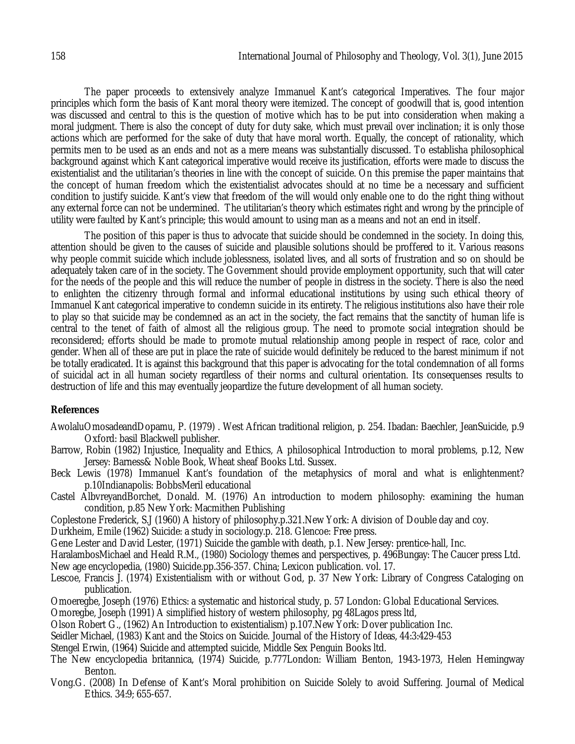The paper proceeds to extensively analyze Immanuel Kant's categorical Imperatives. The four major principles which form the basis of Kant moral theory were itemized. The concept of goodwill that is, good intention was discussed and central to this is the question of motive which has to be put into consideration when making a moral judgment. There is also the concept of duty for duty sake, which must prevail over inclination; it is only those actions which are performed for the sake of duty that have moral worth. Equally, the concept of rationality, which permits men to be used as an ends and not as a mere means was substantially discussed. To establisha philosophical background against which Kant categorical imperative would receive its justification, efforts were made to discuss the existentialist and the utilitarian's theories in line with the concept of suicide. On this premise the paper maintains that the concept of human freedom which the existentialist advocates should at no time be a necessary and sufficient condition to justify suicide. Kant's view that freedom of the will would only enable one to do the right thing without any external force can not be undermined. The utilitarian's theory which estimates right and wrong by the principle of utility were faulted by Kant's principle; this would amount to using man as a means and not an end in itself.

The position of this paper is thus to advocate that suicide should be condemned in the society. In doing this, attention should be given to the causes of suicide and plausible solutions should be proffered to it. Various reasons why people commit suicide which include joblessness, isolated lives, and all sorts of frustration and so on should be adequately taken care of in the society. The Government should provide employment opportunity, such that will cater for the needs of the people and this will reduce the number of people in distress in the society. There is also the need to enlighten the citizenry through formal and informal educational institutions by using such ethical theory of Immanuel Kant categorical imperative to condemn suicide in its entirety. The religious institutions also have their role to play so that suicide may be condemned as an act in the society, the fact remains that the sanctity of human life is central to the tenet of faith of almost all the religious group. The need to promote social integration should be reconsidered; efforts should be made to promote mutual relationship among people in respect of race, color and gender. When all of these are put in place the rate of suicide would definitely be reduced to the barest minimum if not be totally eradicated. It is against this background that this paper is advocating for the total condemnation of all forms of suicidal act in all human society regardless of their norms and cultural orientation. Its consequenses results to destruction of life and this may eventually jeopardize the future development of all human society.

## References

AwolaluOmosadeandDopamu, P. (1979) . West African traditional religion, p. 254. Ibadan: Baechler, JeanSuicide, p.9 Oxford: basil Blackwell publisher.

Barrow, Robin (1982) Injustice, Inequality and Ethics, A philosophical Introduction to moral problems, p.12, New Jersey: Barness& Noble Book, Wheat sheaf Books Ltd. Sussex.

Beck Lewis (1978) Immanuel Kant's foundation of the metaphysics of moral and what is enlightenment? p.10Indianapolis: BobbsMeril educational

Castel AlbvreyandBorchet, Donald. M. (1976) An introduction to modern philosophy: examining the human condition, p.85 New York: Macmithen Publishing

Coplestone Frederick, S.J (1960) A history of philosophy.p.321.New York: A division of Double day and coy.

Durkheim, Emile (1962) Suicide: a study in sociology.p. 218. Glencoe: Free press.

Gene Lester and David Lester, (1971) Suicide the gamble with death, p.1. New Jersey: prentice-hall, Inc.

HaralambosMichael and Heald R.M., (1980) Sociology themes and perspectives, p. 496Bungay: The Caucer press Ltd.

New age encyclopedia, (1980) Suicide.pp.356-357. China; Lexicon publication. vol. 17.

Lescoe, Francis J. (1974) Existentialism with or without God, p. 37 New York: Library of Congress Cataloging on publication.

Omoeregbe, Joseph (1976) Ethics: a systematic and historical study, p. 57 London: Global Educational Services.

Omoregbe, Joseph (1991) A simplified history of western philosophy, pg 48Lagos press ltd,

Olson Robert G., (1962) An Introduction to existentialism) p.107.New York: Dover publication Inc.

Seidler Michael, (1983) Kant and the Stoics on Suicide. Journal of the History of Ideas, 44:3:429-453

Stengel Erwin, (1964) Suicide and attempted suicide, Middle Sex Penguin Books ltd.

The New encyclopedia britannica, (1974) Suicide, p.777London: William Benton, 1943-1973, Helen Hemingway Benton.

Vong.G. (2008) In Defense of Kant's Moral prohibition on Suicide Solely to avoid Suffering. Journal of Medical Ethics. 34:9; 655-657.